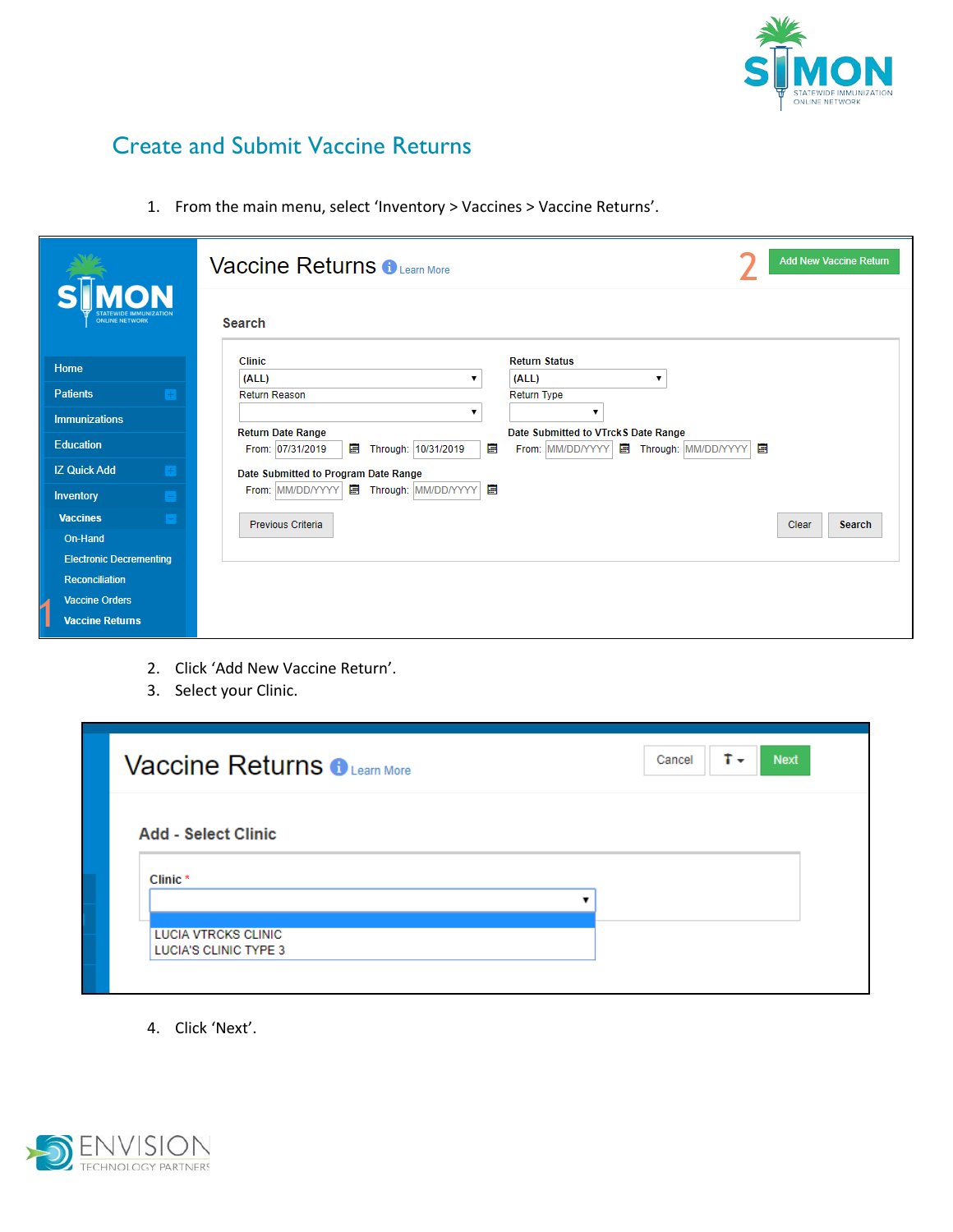# Create and Submit Vaccine Returns

1. From the main menu, select 'Inventory > Vaccines > Vaccine Returns'.

2. Click 'Add New Vaccine Return'.
3. Select your Clinic.

4. Click 'Next'.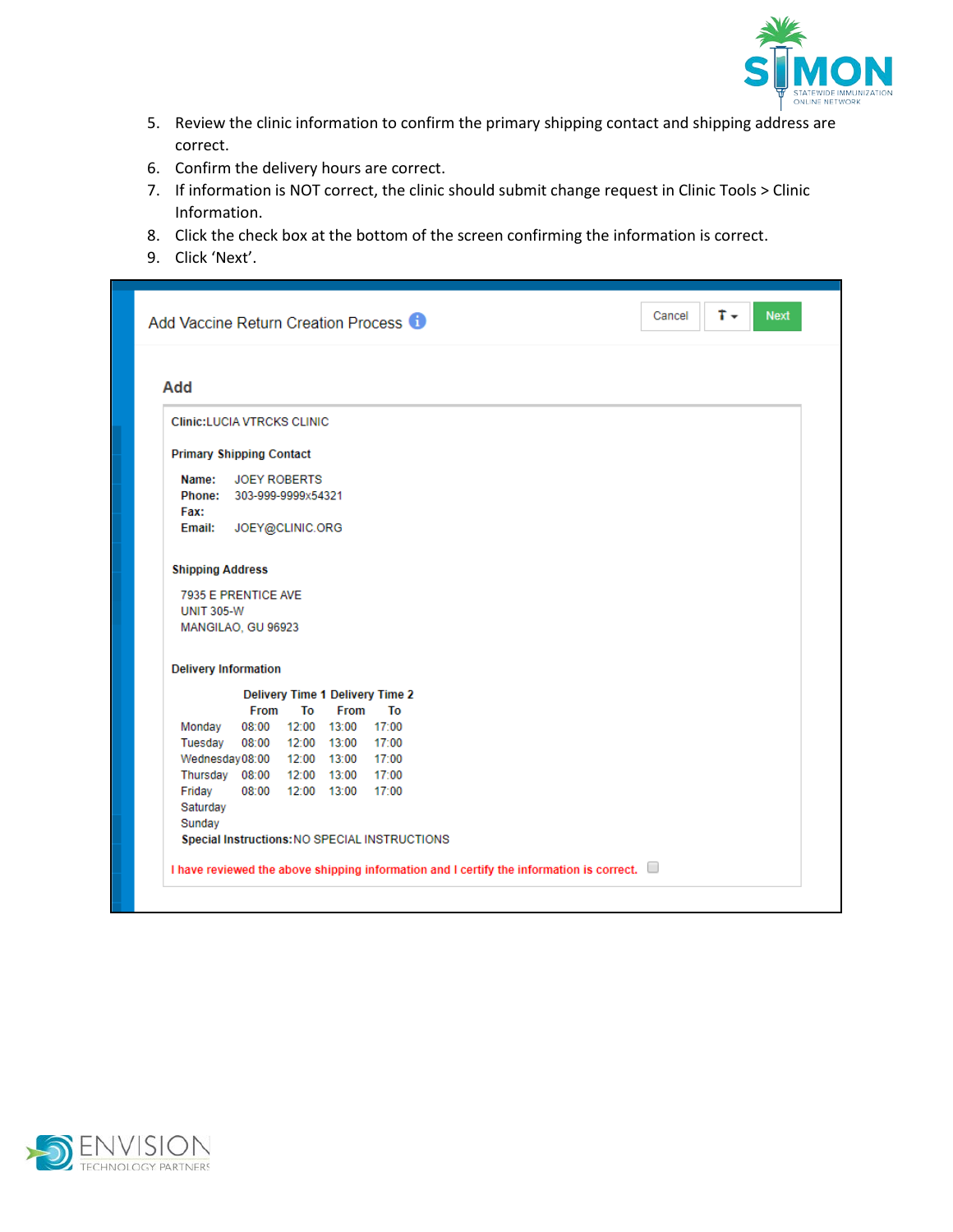5. Review the clinic information to confirm the primary shipping contact and shipping address are correct.
6. Confirm the delivery hours are correct.
7. If information is NOT correct, the clinic should submit change request in Clinic Tools > Clinic Information.
8. Click the check box at the bottom of the screen confirming the information is correct.
9. Click 'Next'.

Add Vaccine Return Creation Process

Cancel | Next

## Add

**Clinic:**LUCIA VTRCKS CLINIC

**Primary Shipping Contact**

**Name:** JOEY ROBERTS
**Phone:** 303-999-9999x54321
**Fax:**
**Email:** JOEY@CLINIC.ORG

**Shipping Address**

7935 E PRENTICE AVE
UNIT 305-W
MANGILAO, GU 96923

**Delivery Information**

| | Delivery Time 1 | | Delivery Time 2 | |
|---|---|---|---|---|
| | From | To | From | To |
| Monday | 08:00 | 12:00 | 13:00 | 17:00 |
| Tuesday | 08:00 | 12:00 | 13:00 | 17:00 |
| Wednesday | 08:00 | 12:00 | 13:00 | 17:00 |
| Thursday | 08:00 | 12:00 | 13:00 | 17:00 |
| Friday | 08:00 | 12:00 | 13:00 | 17:00 |
| Saturday | | | | |
| Sunday | | | | |

**Special Instructions:**NO SPECIAL INSTRUCTIONS

I have reviewed the above shipping information and I certify the information is correct. ☐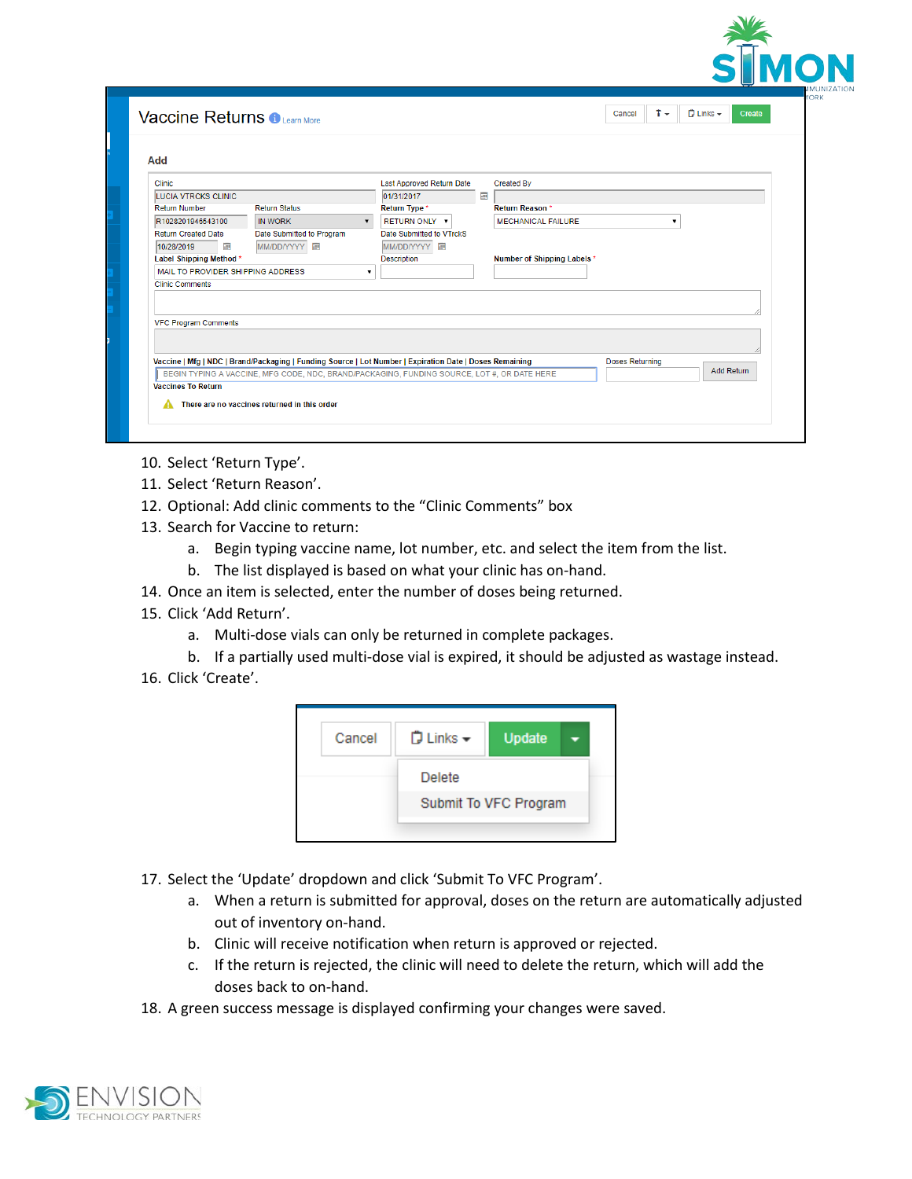10. Select 'Return Type'.
11. Select 'Return Reason'.
12. Optional: Add clinic comments to the "Clinic Comments" box
13. Search for Vaccine to return:
    a. Begin typing vaccine name, lot number, etc. and select the item from the list.
    b. The list displayed is based on what your clinic has on-hand.
14. Once an item is selected, enter the number of doses being returned.
15. Click 'Add Return'.
    a. Multi-dose vials can only be returned in complete packages.
    b. If a partially used multi-dose vial is expired, it should be adjusted as wastage instead.
16. Click 'Create'.
17. Select the 'Update' dropdown and click 'Submit To VFC Program'.
    a. When a return is submitted for approval, doses on the return are automatically adjusted out of inventory on-hand.
    b. Clinic will receive notification when return is approved or rejected.
    c. If the return is rejected, the clinic will need to delete the return, which will add the doses back to on-hand.
18. A green success message is displayed confirming your changes were saved.